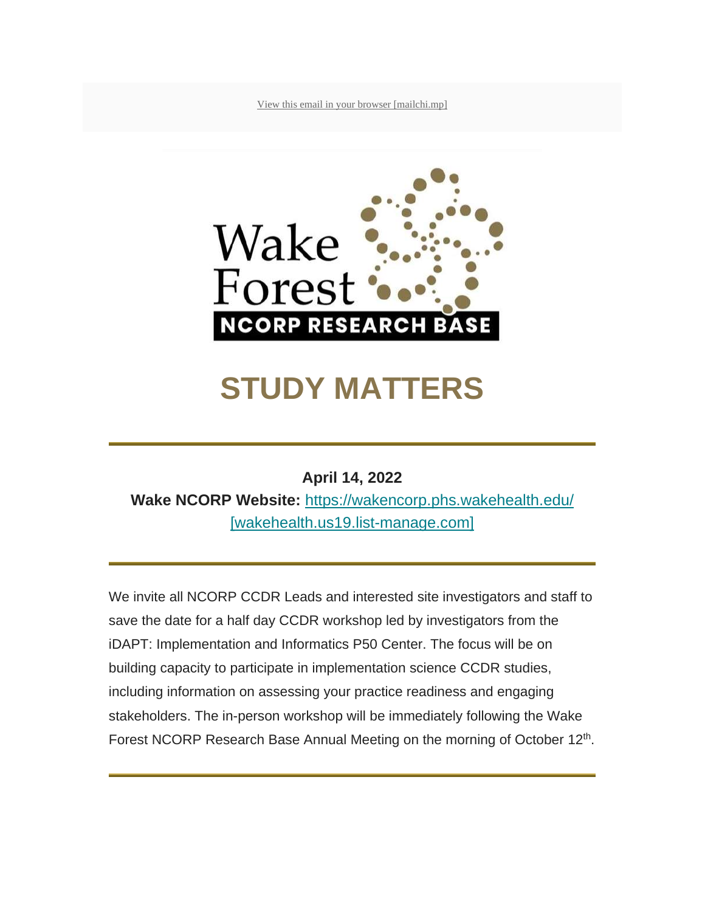View this email in your browser [mailchi.mp]

Wake Forest NCORP RESEARCH BASE

# STUDY MATTERS

**April 14, 2022**
**Wake NCORP Website:** https://wakencorp.phs.wakehealth.edu/ [wakehealth.us19.list-manage.com]

We invite all NCORP CCDR Leads and interested site investigators and staff to save the date for a half day CCDR workshop led by investigators from the iDAPT: Implementation and Informatics P50 Center. The focus will be on building capacity to participate in implementation science CCDR studies, including information on assessing your practice readiness and engaging stakeholders. The in-person workshop will be immediately following the Wake Forest NCORP Research Base Annual Meeting on the morning of October 12th.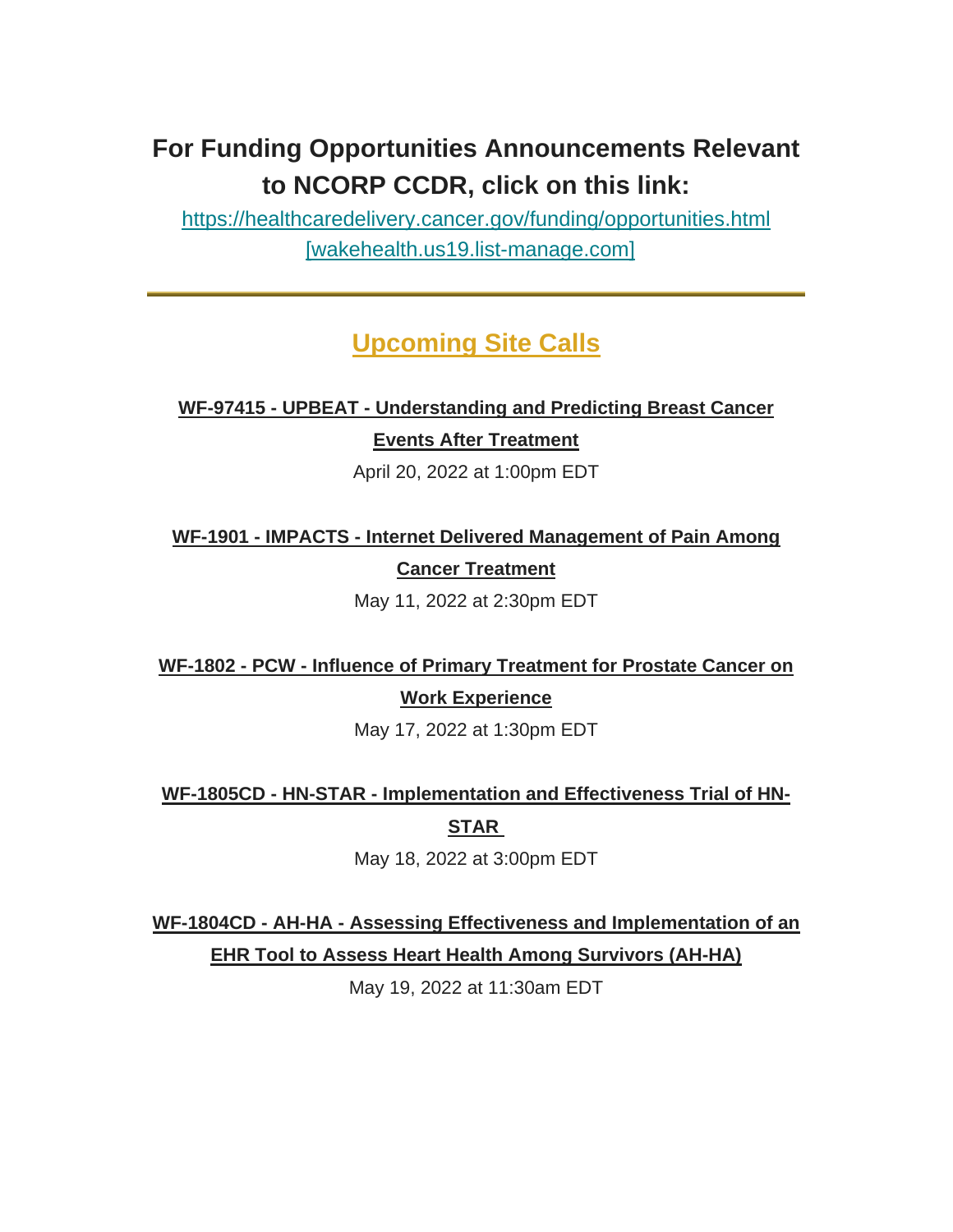## For Funding Opportunities Announcements Relevant to NCORP CCDR, click on this link:

https://healthcaredelivery.cancer.gov/funding/opportunities.html [wakehealth.us19.list-manage.com]

---

## Upcoming Site Calls

**WF-97415 - UPBEAT - Understanding and Predicting Breast Cancer Events After Treatment**

April 20, 2022 at 1:00pm EDT

**WF-1901 - IMPACTS - Internet Delivered Management of Pain Among Cancer Treatment**

May 11, 2022 at 2:30pm EDT

**WF-1802 - PCW - Influence of Primary Treatment for Prostate Cancer on Work Experience**

May 17, 2022 at 1:30pm EDT

**WF-1805CD - HN-STAR - Implementation and Effectiveness Trial of HN-STAR**

May 18, 2022 at 3:00pm EDT

**WF-1804CD - AH-HA - Assessing Effectiveness and Implementation of an EHR Tool to Assess Heart Health Among Survivors (AH-HA)**

May 19, 2022 at 11:30am EDT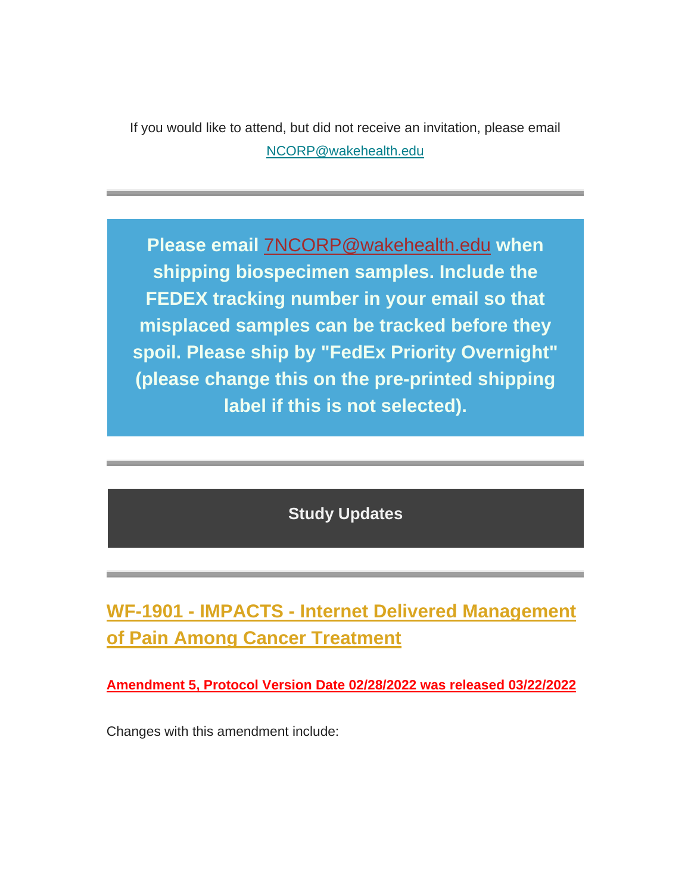If you would like to attend, but did not receive an invitation, please email NCORP@wakehealth.edu

---

**Please email 7NCORP@wakehealth.edu when shipping biospecimen samples. Include the FEDEX tracking number in your email so that misplaced samples can be tracked before they spoil. Please ship by "FedEx Priority Overnight" (please change this on the pre-printed shipping label if this is not selected).**

---

## Study Updates

---

### WF-1901 - IMPACTS - Internet Delivered Management of Pain Among Cancer Treatment

**Amendment 5, Protocol Version Date 02/28/2022 was released 03/22/2022**

Changes with this amendment include: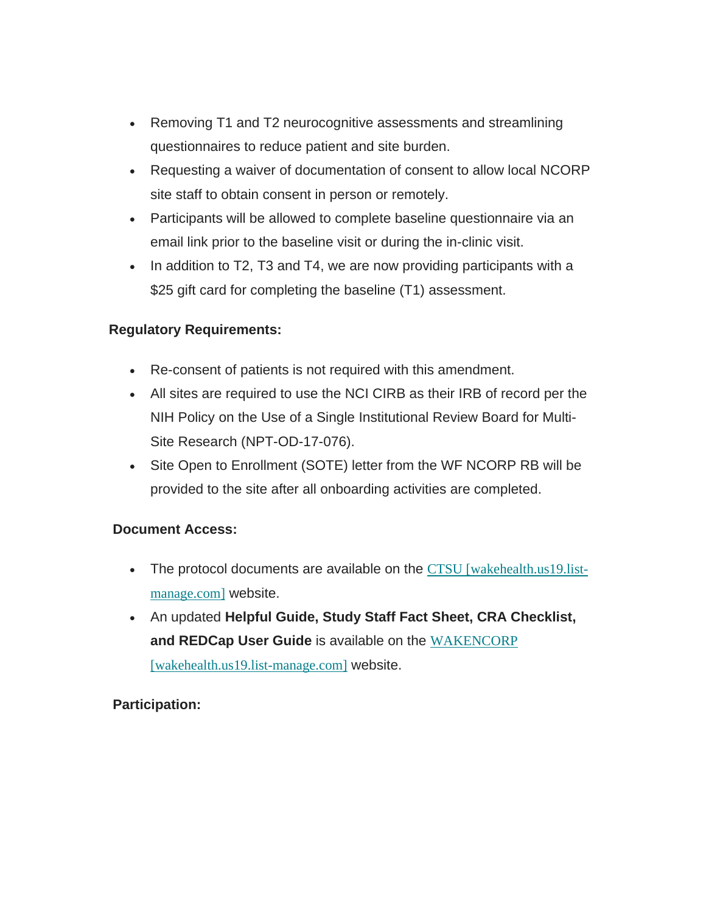- Removing T1 and T2 neurocognitive assessments and streamlining questionnaires to reduce patient and site burden.
- Requesting a waiver of documentation of consent to allow local NCORP site staff to obtain consent in person or remotely.
- Participants will be allowed to complete baseline questionnaire via an email link prior to the baseline visit or during the in-clinic visit.
- In addition to T2, T3 and T4, we are now providing participants with a $25 gift card for completing the baseline (T1) assessment.

**Regulatory Requirements:**

- Re-consent of patients is not required with this amendment.
- All sites are required to use the NCI CIRB as their IRB of record per the NIH Policy on the Use of a Single Institutional Review Board for Multi-Site Research (NPT-OD-17-076).
- Site Open to Enrollment (SOTE) letter from the WF NCORP RB will be provided to the site after all onboarding activities are completed.

**Document Access:**

- The protocol documents are available on the CTSU [wakehealth.us19.list-manage.com] website.
- An updated **Helpful Guide, Study Staff Fact Sheet, CRA Checklist, and REDCap User Guide** is available on the WAKENCORP [wakehealth.us19.list-manage.com] website.

**Participation:**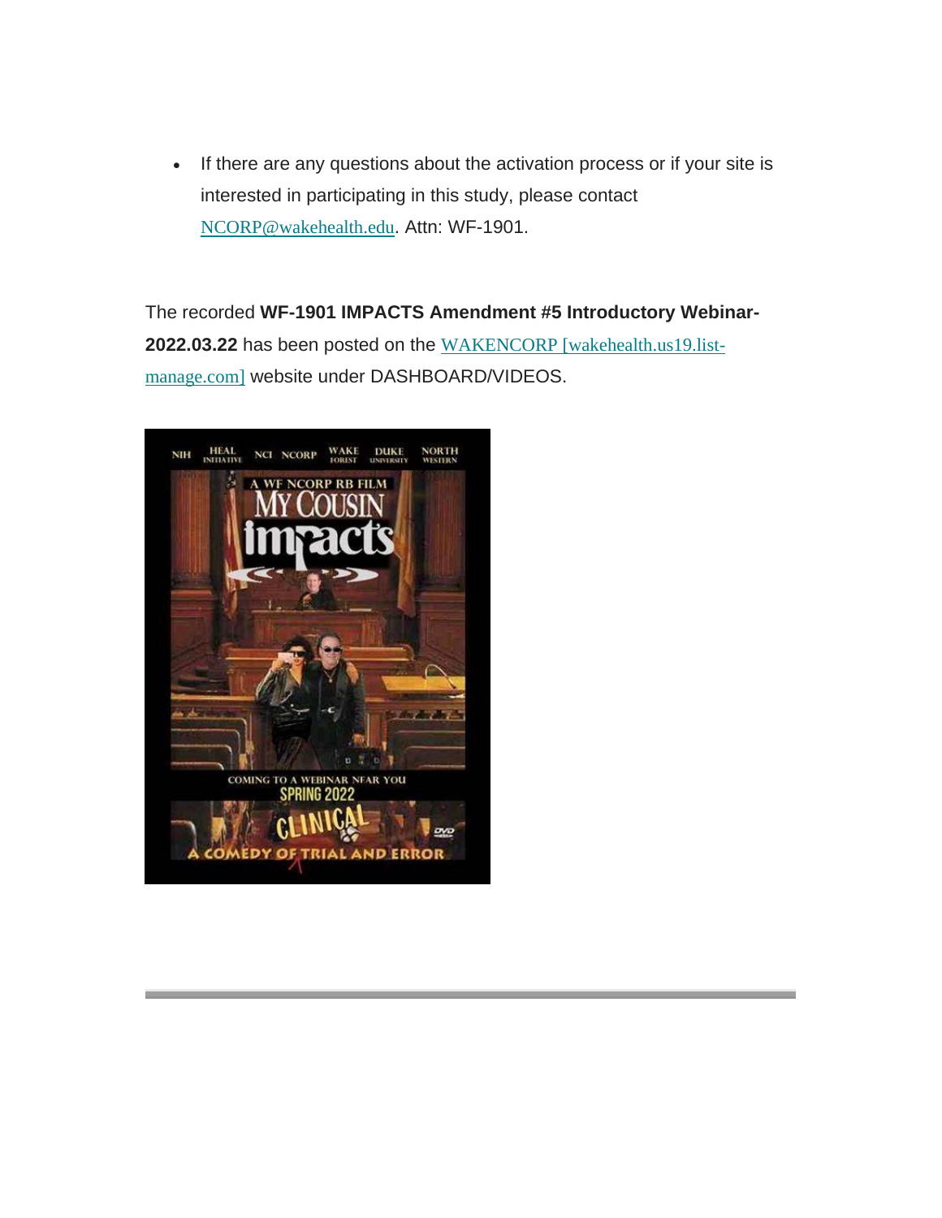- If there are any questions about the activation process or if your site is interested in participating in this study, please contact NCORP@wakehealth.edu. Attn: WF-1901.

The recorded **WF-1901 IMPACTS Amendment #5 Introductory Webinar-2022.03.22** has been posted on the WAKENCORP [wakehealth.us19.list-manage.com] website under DASHBOARD/VIDEOS.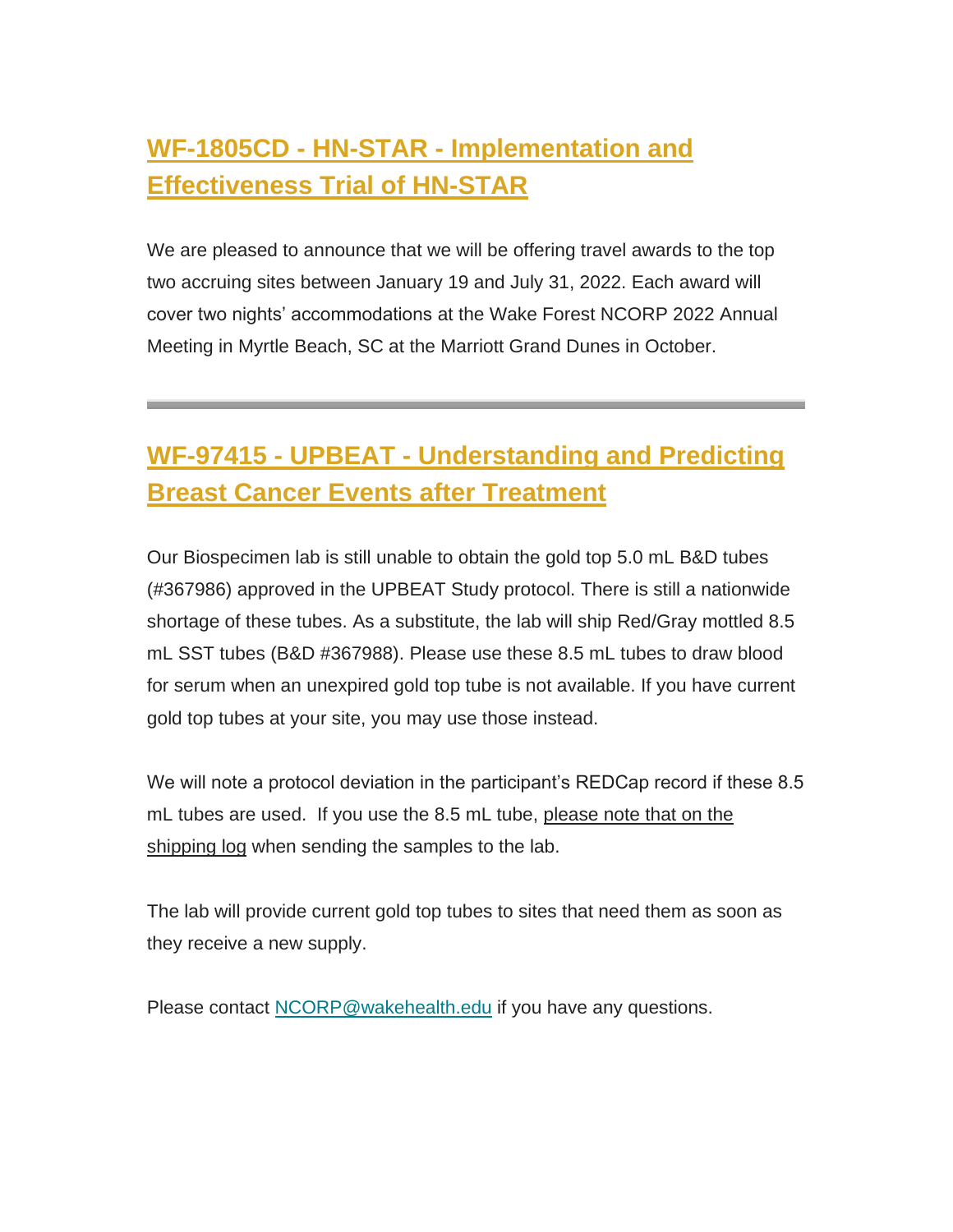## WF-1805CD - HN-STAR - Implementation and Effectiveness Trial of HN-STAR

We are pleased to announce that we will be offering travel awards to the top two accruing sites between January 19 and July 31, 2022. Each award will cover two nights' accommodations at the Wake Forest NCORP 2022 Annual Meeting in Myrtle Beach, SC at the Marriott Grand Dunes in October.

---

## WF-97415 - UPBEAT - Understanding and Predicting Breast Cancer Events after Treatment

Our Biospecimen lab is still unable to obtain the gold top 5.0 mL B&D tubes (#367986) approved in the UPBEAT Study protocol. There is still a nationwide shortage of these tubes. As a substitute, the lab will ship Red/Gray mottled 8.5 mL SST tubes (B&D #367988). Please use these 8.5 mL tubes to draw blood for serum when an unexpired gold top tube is not available. If you have current gold top tubes at your site, you may use those instead.

We will note a protocol deviation in the participant's REDCap record if these 8.5 mL tubes are used. If you use the 8.5 mL tube, please note that on the shipping log when sending the samples to the lab.

The lab will provide current gold top tubes to sites that need them as soon as they receive a new supply.

Please contact NCORP@wakehealth.edu if you have any questions.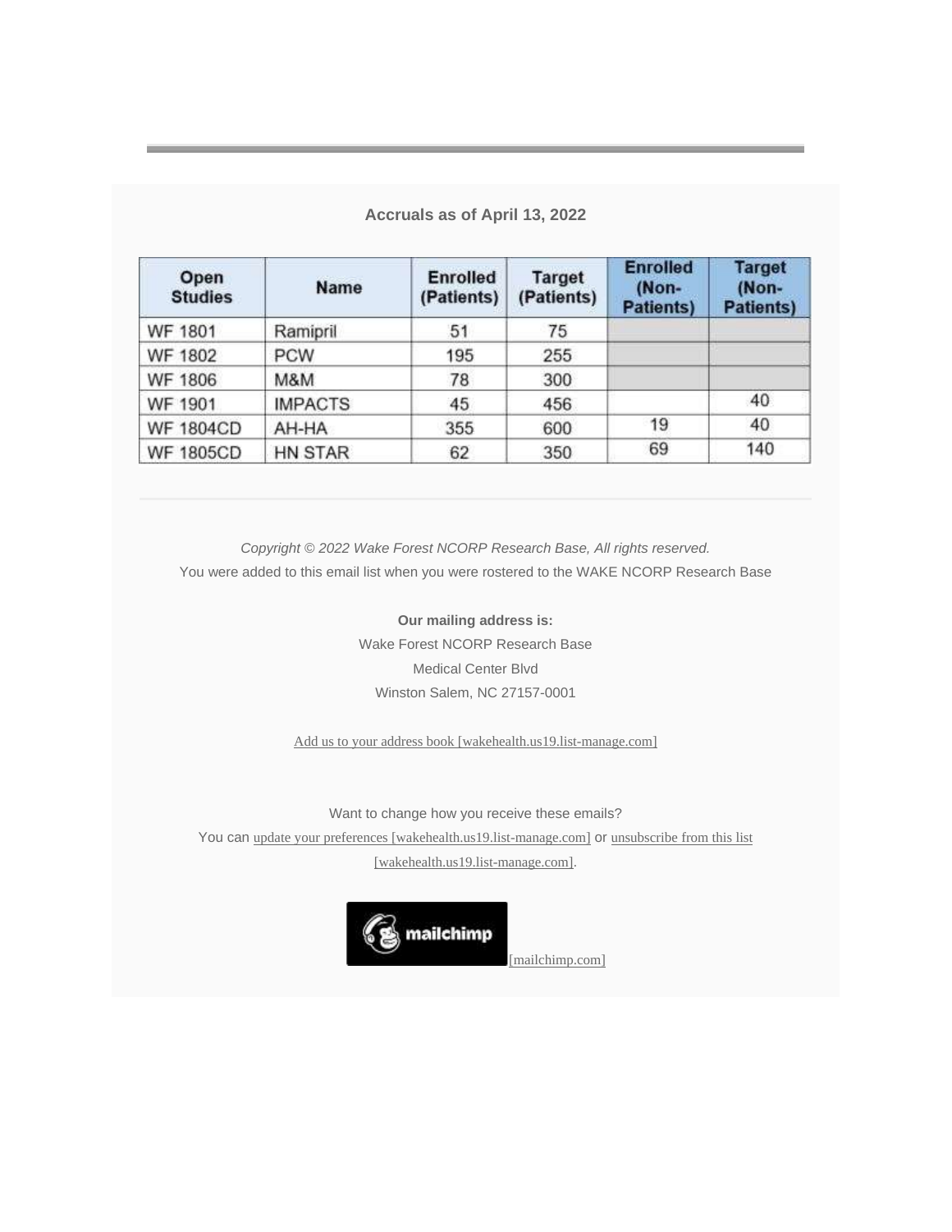**Accruals as of April 13, 2022**

| Open Studies | Name | Enrolled (Patients) | Target (Patients) | Enrolled (Non-Patients) | Target (Non-Patients) |
|---|---|---|---|---|---|
| WF 1801 | Ramipril | 51 | 75 | | |
| WF 1802 | PCW | 195 | 255 | | |
| WF 1806 | M&M | 78 | 300 | | |
| WF 1901 | IMPACTS | 45 | 456 | | 40 |
| WF 1804CD | AH-HA | 355 | 600 | 19 | 40 |
| WF 1805CD | HN STAR | 62 | 350 | 69 | 140 |

---

*Copyright © 2022 Wake Forest NCORP Research Base, All rights reserved.*

You were added to this email list when you were rostered to the WAKE NCORP Research Base

**Our mailing address is:**

Wake Forest NCORP Research Base

Medical Center Blvd

Winston Salem, NC 27157-0001

Add us to your address book [wakehealth.us19.list-manage.com]

Want to change how you receive these emails?

You can update your preferences [wakehealth.us19.list-manage.com] or unsubscribe from this list [wakehealth.us19.list-manage.com].

mailchimp [mailchimp.com]